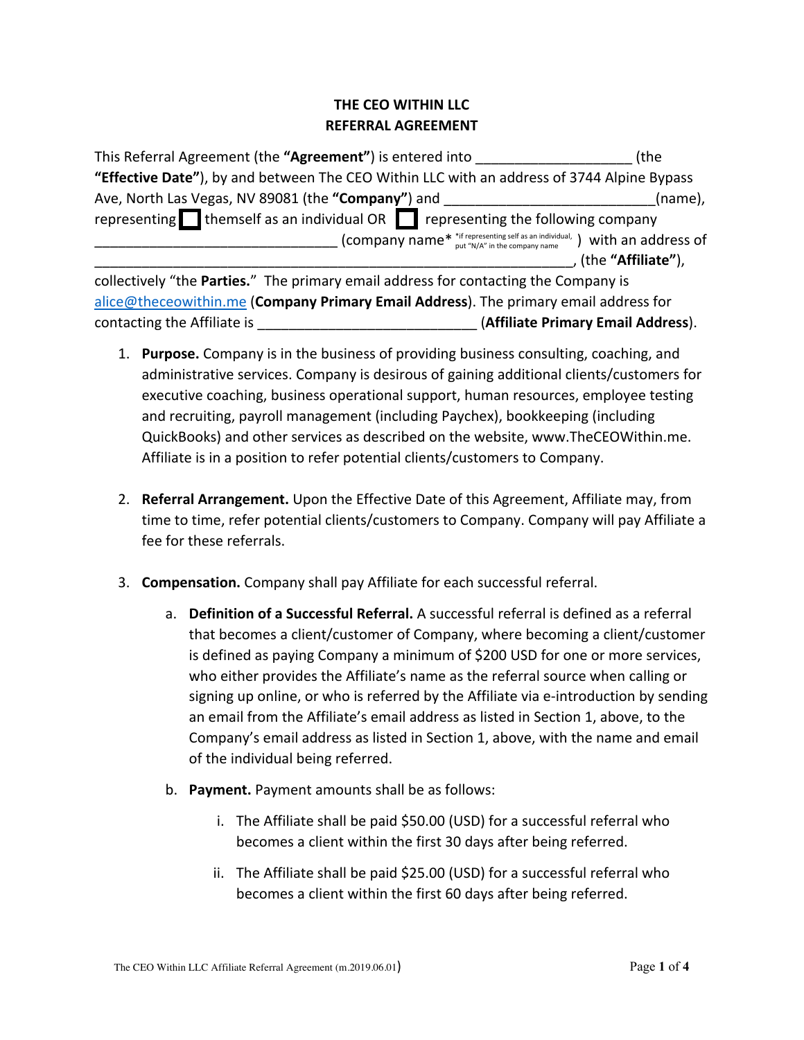# THE CEO WITHIN LLC
# REFERRAL AGREEMENT

This Referral Agreement (the **"Agreement"**) is entered into ___________________ (the **"Effective Date"**), by and between The CEO Within LLC with an address of 3744 Alpine Bypass Ave, North Las Vegas, NV 89081 (the **"Company"**) and __________________________(name), representing ☐ themself as an individual OR ☐ representing the following company ______________________________ (company name* *if representing self as an individual, put "N/A" in the company name ) with an address of ____________________________________________________________, (the **"Affiliate"**), collectively "the **Parties.**" The primary email address for contacting the Company is alice@theceowithin.me (**Company Primary Email Address**). The primary email address for contacting the Affiliate is ___________________________ (**Affiliate Primary Email Address**).

1. **Purpose.** Company is in the business of providing business consulting, coaching, and administrative services. Company is desirous of gaining additional clients/customers for executive coaching, business operational support, human resources, employee testing and recruiting, payroll management (including Paychex), bookkeeping (including QuickBooks) and other services as described on the website, www.TheCEOWithin.me. Affiliate is in a position to refer potential clients/customers to Company.

2. **Referral Arrangement.** Upon the Effective Date of this Agreement, Affiliate may, from time to time, refer potential clients/customers to Company. Company will pay Affiliate a fee for these referrals.

3. **Compensation.** Company shall pay Affiliate for each successful referral.

   a. **Definition of a Successful Referral.** A successful referral is defined as a referral that becomes a client/customer of Company, where becoming a client/customer is defined as paying Company a minimum of $200 USD for one or more services, who either provides the Affiliate's name as the referral source when calling or signing up online, or who is referred by the Affiliate via e-introduction by sending an email from the Affiliate's email address as listed in Section 1, above, to the Company's email address as listed in Section 1, above, with the name and email of the individual being referred.

   b. **Payment.** Payment amounts shall be as follows:

      i. The Affiliate shall be paid $50.00 (USD) for a successful referral who becomes a client within the first 30 days after being referred.

      ii. The Affiliate shall be paid $25.00 (USD) for a successful referral who becomes a client within the first 60 days after being referred.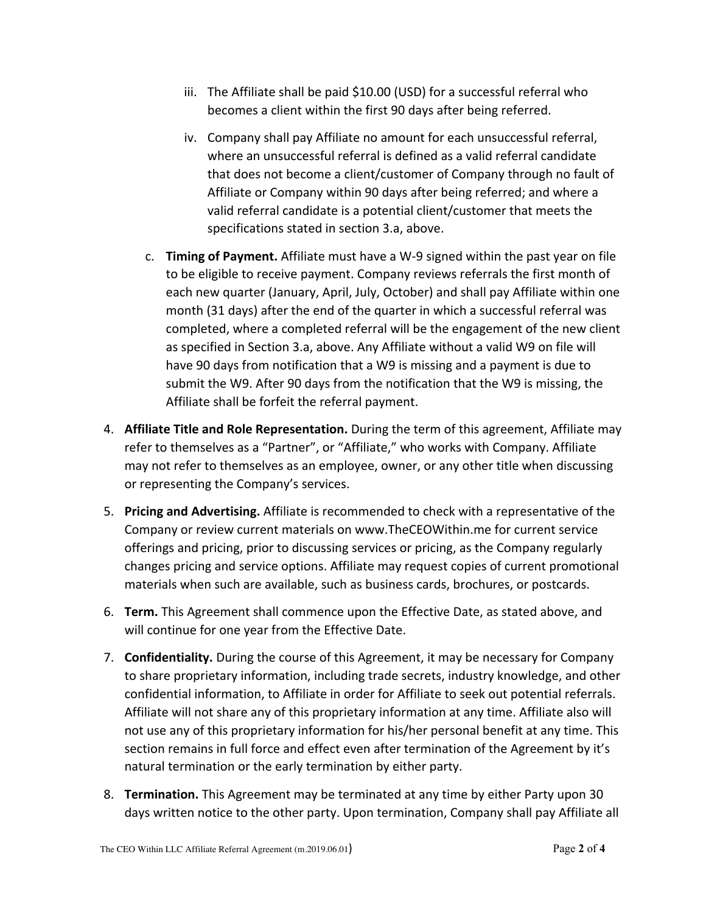iii. The Affiliate shall be paid $10.00 (USD) for a successful referral who becomes a client within the first 90 days after being referred.

   iv. Company shall pay Affiliate no amount for each unsuccessful referral, where an unsuccessful referral is defined as a valid referral candidate that does not become a client/customer of Company through no fault of Affiliate or Company within 90 days after being referred; and where a valid referral candidate is a potential client/customer that meets the specifications stated in section 3.a, above.

   c. **Timing of Payment.** Affiliate must have a W-9 signed within the past year on file to be eligible to receive payment. Company reviews referrals the first month of each new quarter (January, April, July, October) and shall pay Affiliate within one month (31 days) after the end of the quarter in which a successful referral was completed, where a completed referral will be the engagement of the new client as specified in Section 3.a, above. Any Affiliate without a valid W9 on file will have 90 days from notification that a W9 is missing and a payment is due to submit the W9. After 90 days from the notification that the W9 is missing, the Affiliate shall be forfeit the referral payment.

4. **Affiliate Title and Role Representation.** During the term of this agreement, Affiliate may refer to themselves as a "Partner", or "Affiliate," who works with Company. Affiliate may not refer to themselves as an employee, owner, or any other title when discussing or representing the Company's services.

5. **Pricing and Advertising.** Affiliate is recommended to check with a representative of the Company or review current materials on www.TheCEOWithin.me for current service offerings and pricing, prior to discussing services or pricing, as the Company regularly changes pricing and service options. Affiliate may request copies of current promotional materials when such are available, such as business cards, brochures, or postcards.

6. **Term.** This Agreement shall commence upon the Effective Date, as stated above, and will continue for one year from the Effective Date.

7. **Confidentiality.** During the course of this Agreement, it may be necessary for Company to share proprietary information, including trade secrets, industry knowledge, and other confidential information, to Affiliate in order for Affiliate to seek out potential referrals. Affiliate will not share any of this proprietary information at any time. Affiliate also will not use any of this proprietary information for his/her personal benefit at any time. This section remains in full force and effect even after termination of the Agreement by it's natural termination or the early termination by either party.

8. **Termination.** This Agreement may be terminated at any time by either Party upon 30 days written notice to the other party. Upon termination, Company shall pay Affiliate all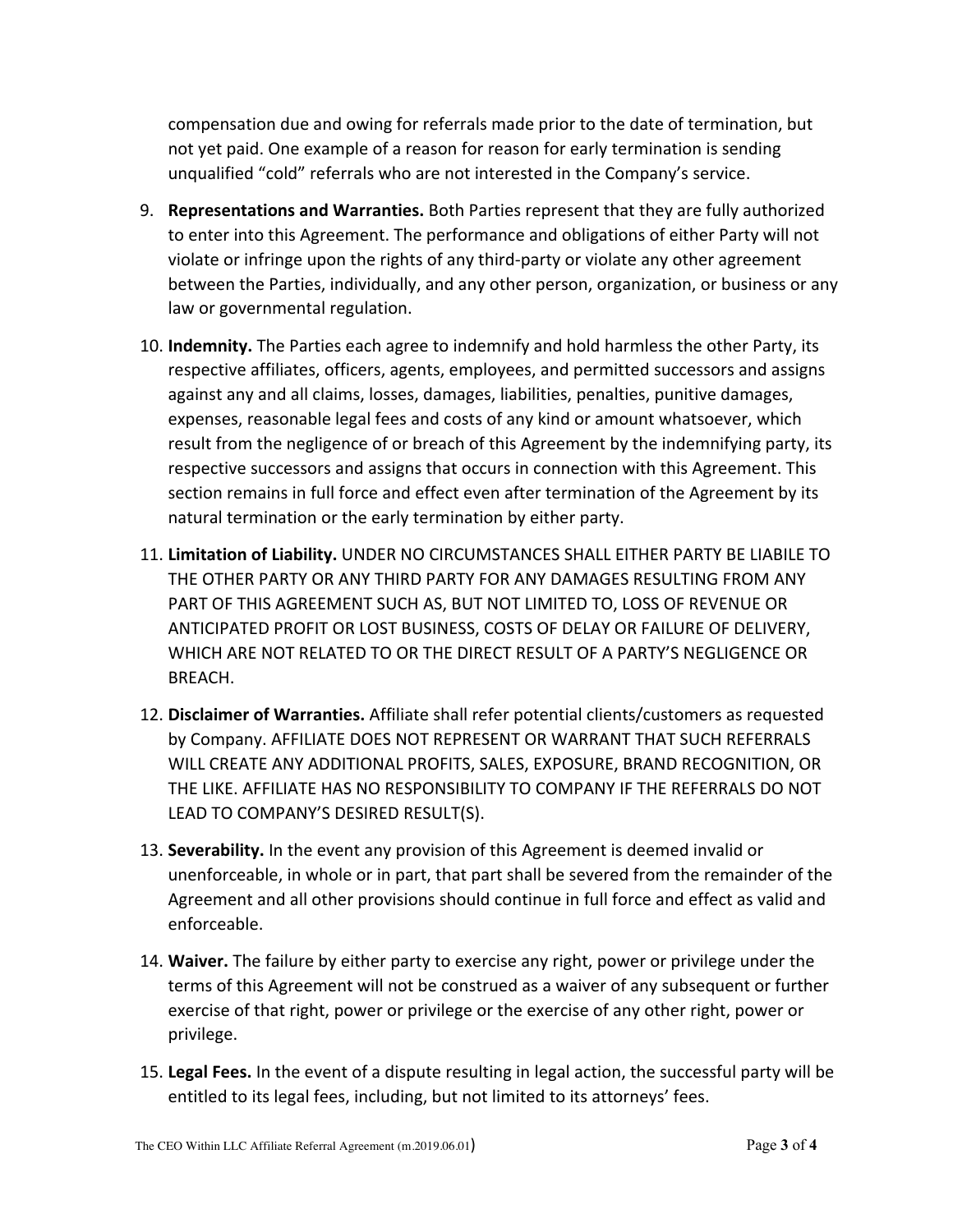compensation due and owing for referrals made prior to the date of termination, but not yet paid. One example of a reason for reason for early termination is sending unqualified "cold" referrals who are not interested in the Company's service.

9. **Representations and Warranties.** Both Parties represent that they are fully authorized to enter into this Agreement. The performance and obligations of either Party will not violate or infringe upon the rights of any third-party or violate any other agreement between the Parties, individually, and any other person, organization, or business or any law or governmental regulation.

10. **Indemnity.** The Parties each agree to indemnify and hold harmless the other Party, its respective affiliates, officers, agents, employees, and permitted successors and assigns against any and all claims, losses, damages, liabilities, penalties, punitive damages, expenses, reasonable legal fees and costs of any kind or amount whatsoever, which result from the negligence of or breach of this Agreement by the indemnifying party, its respective successors and assigns that occurs in connection with this Agreement. This section remains in full force and effect even after termination of the Agreement by its natural termination or the early termination by either party.

11. **Limitation of Liability.** UNDER NO CIRCUMSTANCES SHALL EITHER PARTY BE LIABILE TO THE OTHER PARTY OR ANY THIRD PARTY FOR ANY DAMAGES RESULTING FROM ANY PART OF THIS AGREEMENT SUCH AS, BUT NOT LIMITED TO, LOSS OF REVENUE OR ANTICIPATED PROFIT OR LOST BUSINESS, COSTS OF DELAY OR FAILURE OF DELIVERY, WHICH ARE NOT RELATED TO OR THE DIRECT RESULT OF A PARTY'S NEGLIGENCE OR BREACH.

12. **Disclaimer of Warranties.** Affiliate shall refer potential clients/customers as requested by Company. AFFILIATE DOES NOT REPRESENT OR WARRANT THAT SUCH REFERRALS WILL CREATE ANY ADDITIONAL PROFITS, SALES, EXPOSURE, BRAND RECOGNITION, OR THE LIKE. AFFILIATE HAS NO RESPONSIBILITY TO COMPANY IF THE REFERRALS DO NOT LEAD TO COMPANY'S DESIRED RESULT(S).

13. **Severability.** In the event any provision of this Agreement is deemed invalid or unenforceable, in whole or in part, that part shall be severed from the remainder of the Agreement and all other provisions should continue in full force and effect as valid and enforceable.

14. **Waiver.** The failure by either party to exercise any right, power or privilege under the terms of this Agreement will not be construed as a waiver of any subsequent or further exercise of that right, power or privilege or the exercise of any other right, power or privilege.

15. **Legal Fees.** In the event of a dispute resulting in legal action, the successful party will be entitled to its legal fees, including, but not limited to its attorneys' fees.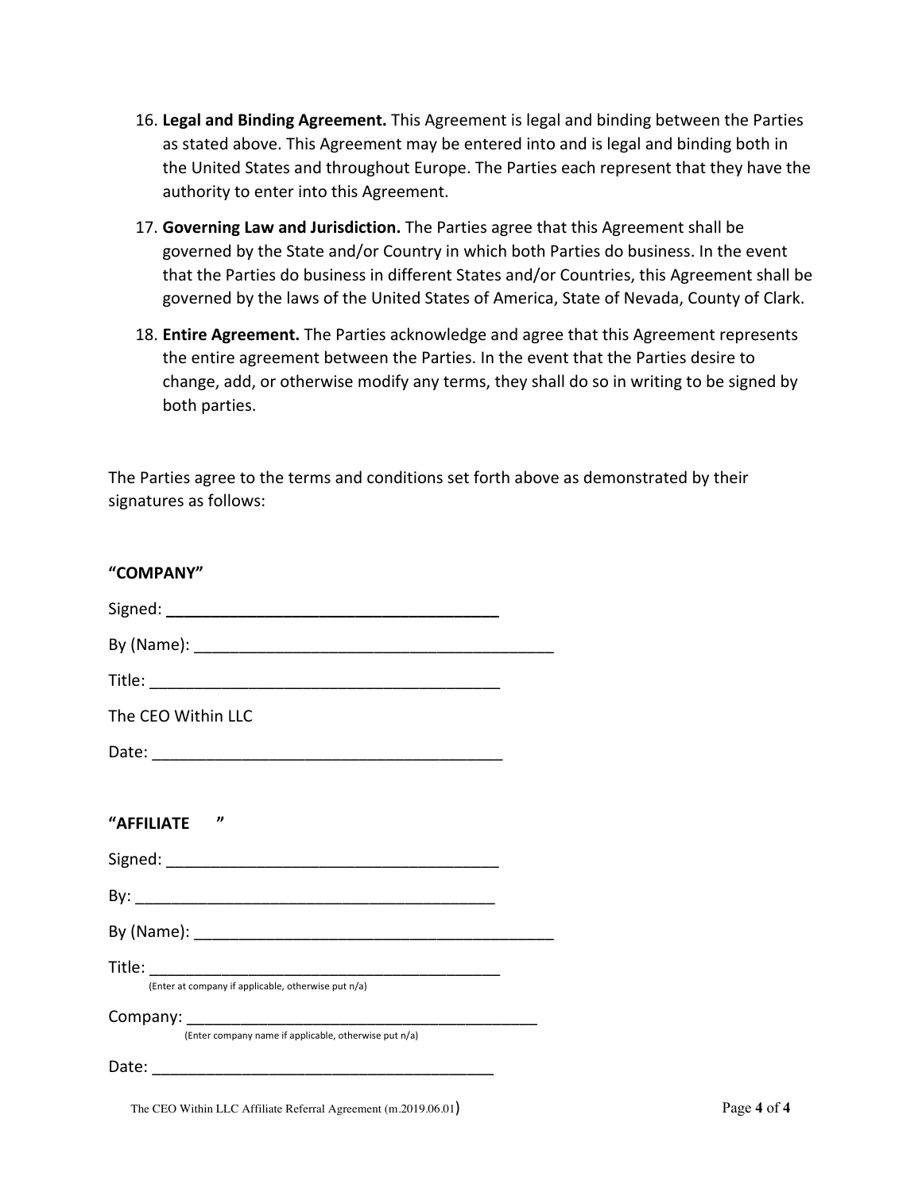16. **Legal and Binding Agreement.** This Agreement is legal and binding between the Parties as stated above. This Agreement may be entered into and is legal and binding both in the United States and throughout Europe. The Parties each represent that they have the authority to enter into this Agreement.

17. **Governing Law and Jurisdiction.** The Parties agree that this Agreement shall be governed by the State and/or Country in which both Parties do business. In the event that the Parties do business in different States and/or Countries, this Agreement shall be governed by the laws of the United States of America, State of Nevada, County of Clark.

18. **Entire Agreement.** The Parties acknowledge and agree that this Agreement represents the entire agreement between the Parties. In the event that the Parties desire to change, add, or otherwise modify any terms, they shall do so in writing to be signed by both parties.

The Parties agree to the terms and conditions set forth above as demonstrated by their signatures as follows:

**"COMPANY"**

Signed: ______________________________________

By (Name): ______________________________________

Title: ______________________________________

The CEO Within LLC

Date: ______________________________________

**"AFFILIATE "**

Signed: ______________________________________

By: ______________________________________

By (Name): ______________________________________

Title: ______________________________________
(Enter at company if applicable, otherwise put n/a)

Company: ______________________________________
(Enter company name if applicable, otherwise put n/a)

Date: ______________________________________

The CEO Within LLC Affiliate Referral Agreement (m.2019.06.01)